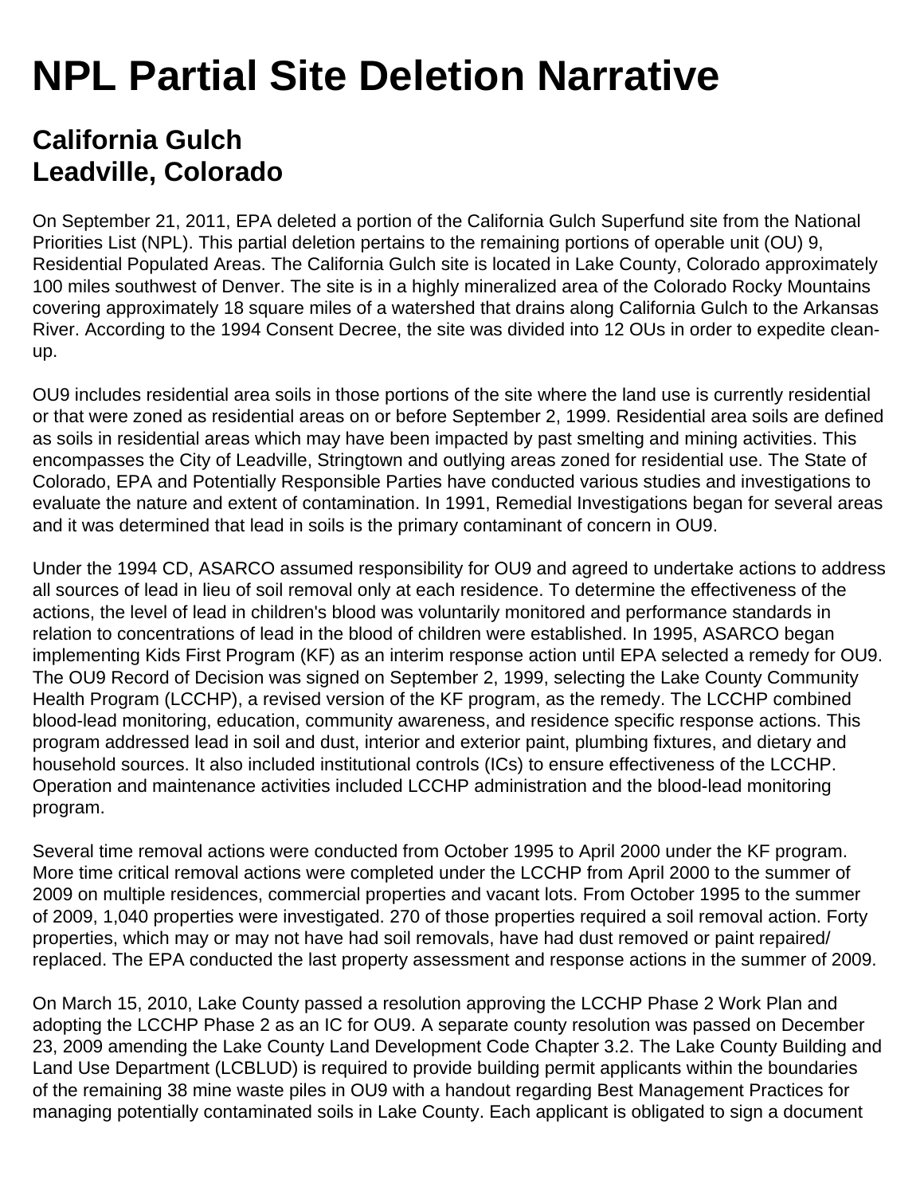# NPL Partial Site Deletion Narrative

## California Gulch
## Leadville, Colorado

On September 21, 2011, EPA deleted a portion of the California Gulch Superfund site from the National Priorities List (NPL). This partial deletion pertains to the remaining portions of operable unit (OU) 9, Residential Populated Areas. The California Gulch site is located in Lake County, Colorado approximately 100 miles southwest of Denver. The site is in a highly mineralized area of the Colorado Rocky Mountains covering approximately 18 square miles of a watershed that drains along California Gulch to the Arkansas River. According to the 1994 Consent Decree, the site was divided into 12 OUs in order to expedite clean-up.

OU9 includes residential area soils in those portions of the site where the land use is currently residential or that were zoned as residential areas on or before September 2, 1999. Residential area soils are defined as soils in residential areas which may have been impacted by past smelting and mining activities. This encompasses the City of Leadville, Stringtown and outlying areas zoned for residential use. The State of Colorado, EPA and Potentially Responsible Parties have conducted various studies and investigations to evaluate the nature and extent of contamination. In 1991, Remedial Investigations began for several areas and it was determined that lead in soils is the primary contaminant of concern in OU9.

Under the 1994 CD, ASARCO assumed responsibility for OU9 and agreed to undertake actions to address all sources of lead in lieu of soil removal only at each residence. To determine the effectiveness of the actions, the level of lead in children's blood was voluntarily monitored and performance standards in relation to concentrations of lead in the blood of children were established. In 1995, ASARCO began implementing Kids First Program (KF) as an interim response action until EPA selected a remedy for OU9. The OU9 Record of Decision was signed on September 2, 1999, selecting the Lake County Community Health Program (LCCHP), a revised version of the KF program, as the remedy. The LCCHP combined blood-lead monitoring, education, community awareness, and residence specific response actions. This program addressed lead in soil and dust, interior and exterior paint, plumbing fixtures, and dietary and household sources. It also included institutional controls (ICs) to ensure effectiveness of the LCCHP. Operation and maintenance activities included LCCHP administration and the blood-lead monitoring program.

Several time removal actions were conducted from October 1995 to April 2000 under the KF program. More time critical removal actions were completed under the LCCHP from April 2000 to the summer of 2009 on multiple residences, commercial properties and vacant lots. From October 1995 to the summer of 2009, 1,040 properties were investigated. 270 of those properties required a soil removal action. Forty properties, which may or may not have had soil removals, have had dust removed or paint repaired/ replaced. The EPA conducted the last property assessment and response actions in the summer of 2009.

On March 15, 2010, Lake County passed a resolution approving the LCCHP Phase 2 Work Plan and adopting the LCCHP Phase 2 as an IC for OU9. A separate county resolution was passed on December 23, 2009 amending the Lake County Land Development Code Chapter 3.2. The Lake County Building and Land Use Department (LCBLUD) is required to provide building permit applicants within the boundaries of the remaining 38 mine waste piles in OU9 with a handout regarding Best Management Practices for managing potentially contaminated soils in Lake County. Each applicant is obligated to sign a document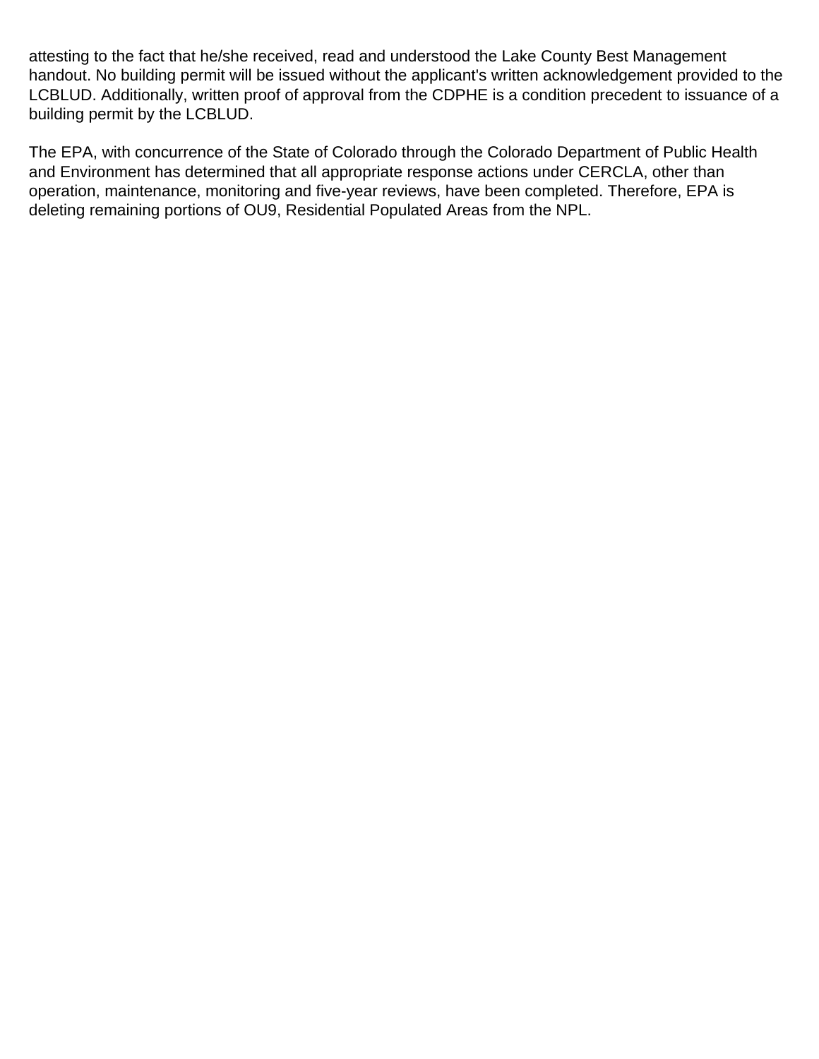attesting to the fact that he/she received, read and understood the Lake County Best Management handout. No building permit will be issued without the applicant's written acknowledgement provided to the LCBLUD. Additionally, written proof of approval from the CDPHE is a condition precedent to issuance of a building permit by the LCBLUD.

The EPA, with concurrence of the State of Colorado through the Colorado Department of Public Health and Environment has determined that all appropriate response actions under CERCLA, other than operation, maintenance, monitoring and five-year reviews, have been completed. Therefore, EPA is deleting remaining portions of OU9, Residential Populated Areas from the NPL.